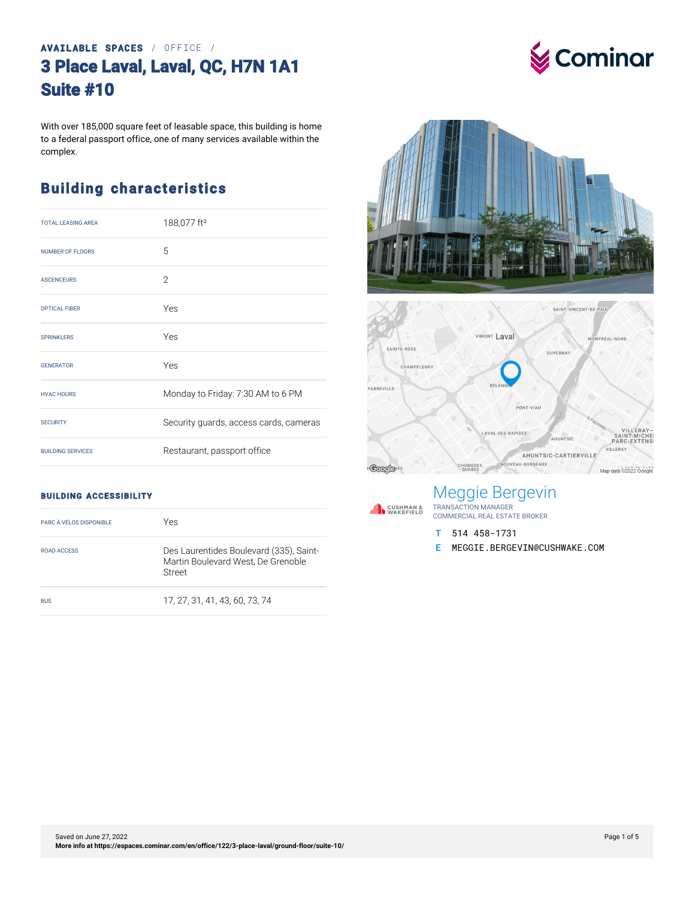AVAILABLE SPACES / OFFICE /

# 3 Place Laval, Laval, QC, H7N 1A1
# Suite #10

With over 185,000 square feet of leasable space, this building is home to a federal passport office, one of many services available within the complex.

## Building characteristics

| | |
|---|---|
| TOTAL LEASING AREA | 188,077 ft² |
| NUMBER OF FLOORS | 5 |
| ASCENCEURS | 2 |
| OPTICAL FIBER | Yes |
| SPRINKLERS | Yes |
| GENERATOR | Yes |
| HVAC HOURS | Monday to Friday: 7:30 AM to 6 PM |
| SECURITY | Security guards, access cards, cameras |
| BUILDING SERVICES | Restaurant, passport office |

### BUILDING ACCESSIBILITY

| | |
|---|---|
| PARC À VÉLOS DISPONIBLE | Yes |
| ROAD ACCESS | Des Laurentides Boulevard (335), Saint-Martin Boulevard West, De Grenoble Street |
| BUS | 17, 27, 31, 41, 43, 60, 73, 74 |

**Meggie Bergevin**
TRANSACTION MANAGER
COMMERCIAL REAL ESTATE BROKER

T 514 458-1731
E MEGGIE.BERGEVIN@CUSHWAKE.COM

Saved on June 27, 2022
More info at https://espaces.cominar.com/en/office/122/3-place-laval/ground-floor/suite-10/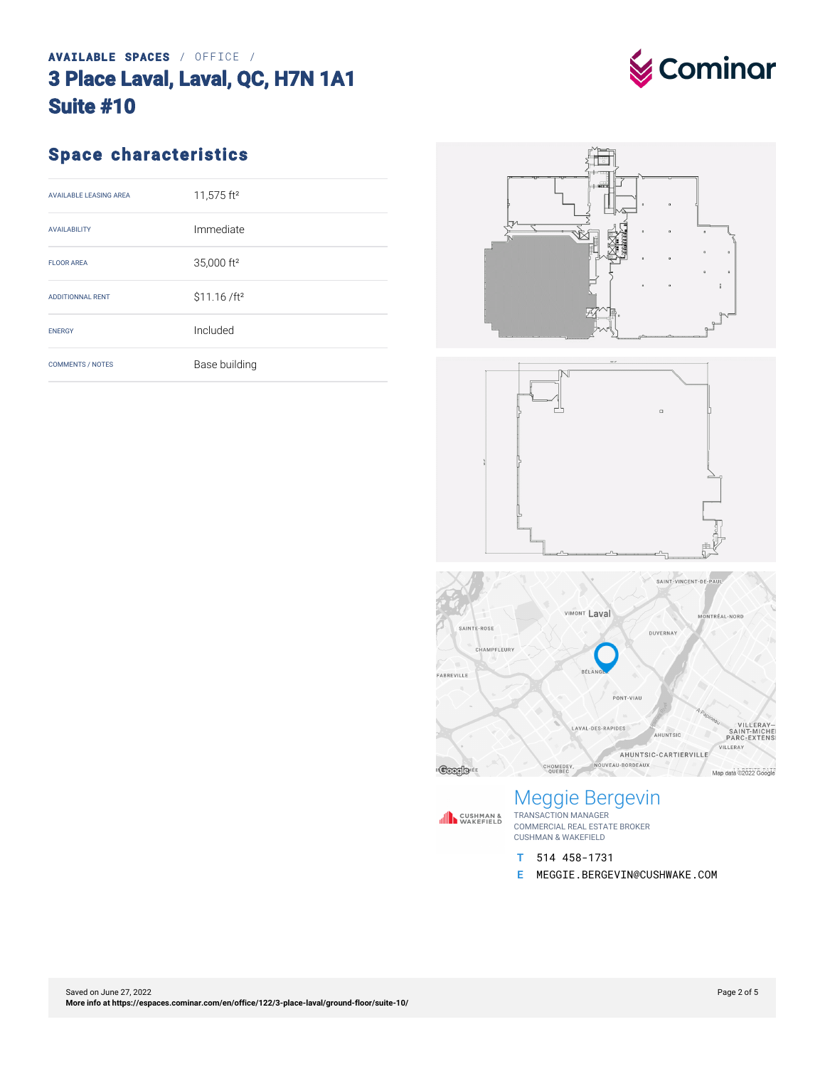AVAILABLE SPACES / OFFICE /

# 3 Place Laval, Laval, QC, H7N 1A1
# Suite #10

## Space characteristics

| | |
|---|---|
| AVAILABLE LEASING AREA | 11,575 ft² |
| AVAILABILITY | Immediate |
| FLOOR AREA | 35,000 ft² |
| ADDITIONNAL RENT | $11.16 /ft² |
| ENERGY | Included |
| COMMENTS / NOTES | Base building |

Meggie Bergevin
TRANSACTION MANAGER
COMMERCIAL REAL ESTATE BROKER
CUSHMAN & WAKEFIELD

T 514 458-1731

E MEGGIE.BERGEVIN@CUSHWAKE.COM

Saved on June 27, 2022
**More info at https://espaces.cominar.com/en/office/122/3-place-laval/ground-floor/suite-10/**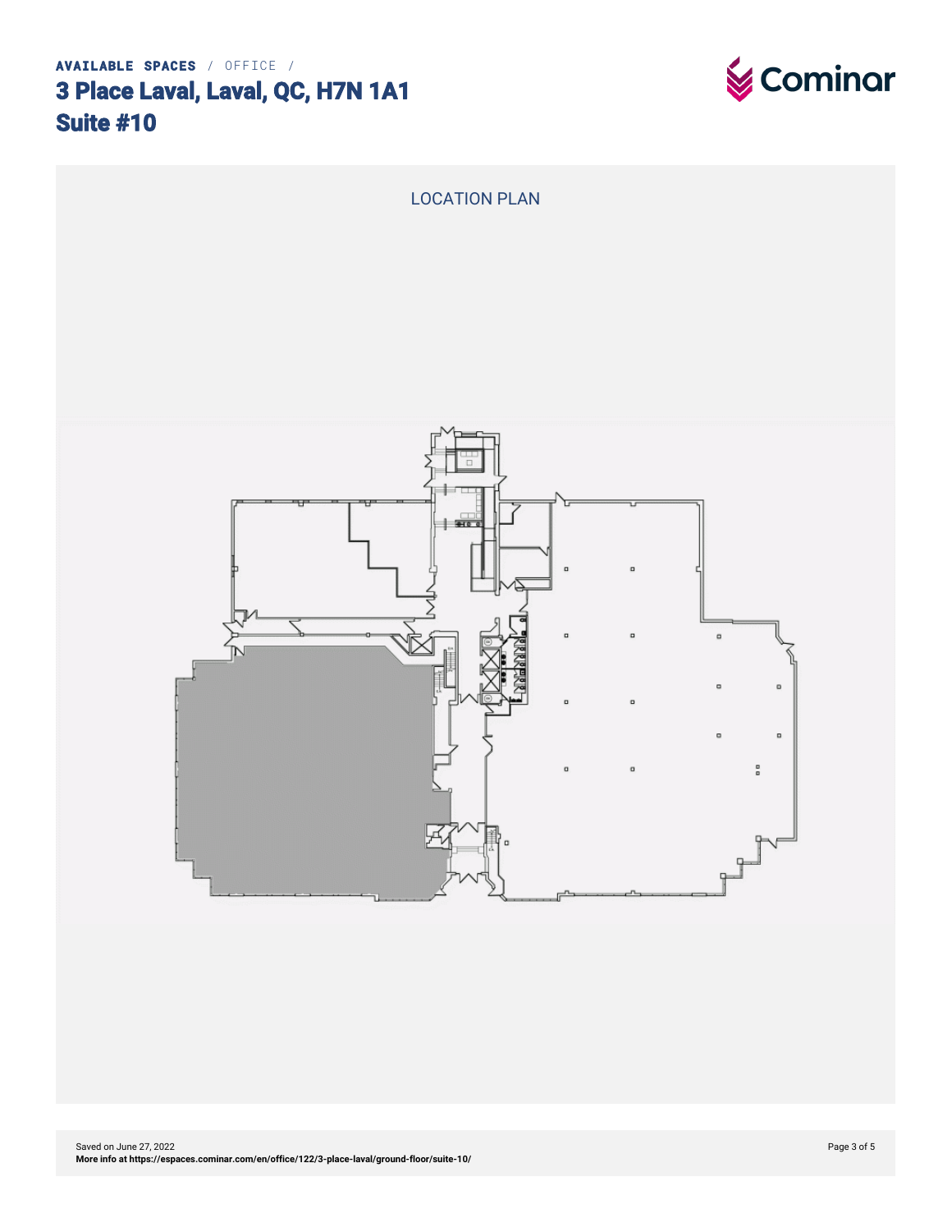**AVAILABLE SPACES** / OFFICE /

# 3 Place Laval, Laval, QC, H7N 1A1
# Suite #10

LOCATION PLAN

Saved on June 27, 2022
**More info at https://espaces.cominar.com/en/office/122/3-place-laval/ground-floor/suite-10/**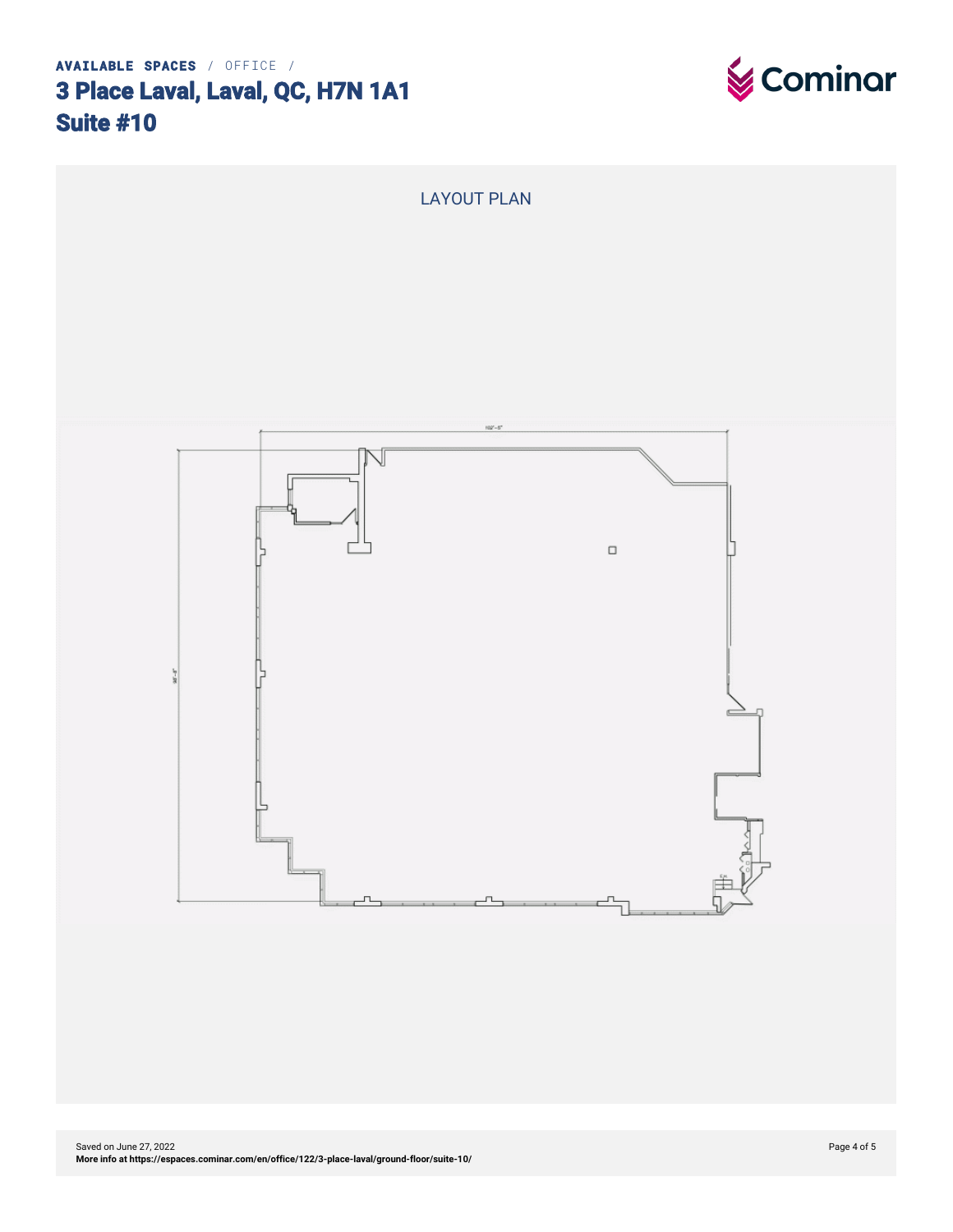AVAILABLE SPACES / OFFICE /

# 3 Place Laval, Laval, QC, H7N 1A1
# Suite #10

LAYOUT PLAN

Saved on June 27, 2022

**More info at https://espaces.cominar.com/en/office/122/3-place-laval/ground-floor/suite-10/**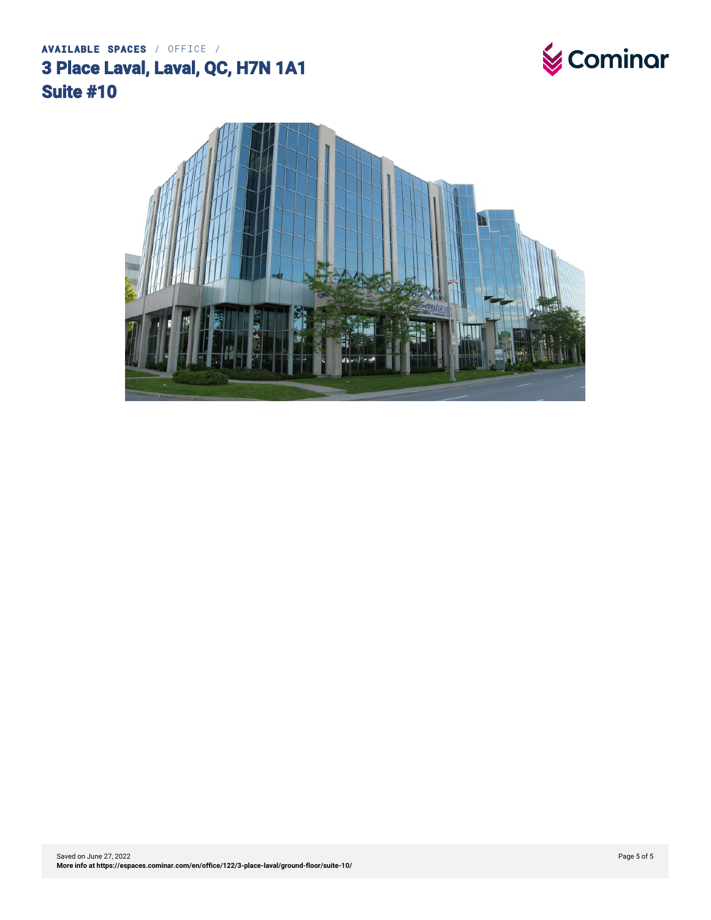AVAILABLE SPACES / OFFICE /

# 3 Place Laval, Laval, QC, H7N 1A1
# Suite #10

Saved on June 27, 2022

**More info at https://espaces.cominar.com/en/office/122/3-place-laval/ground-floor/suite-10/**